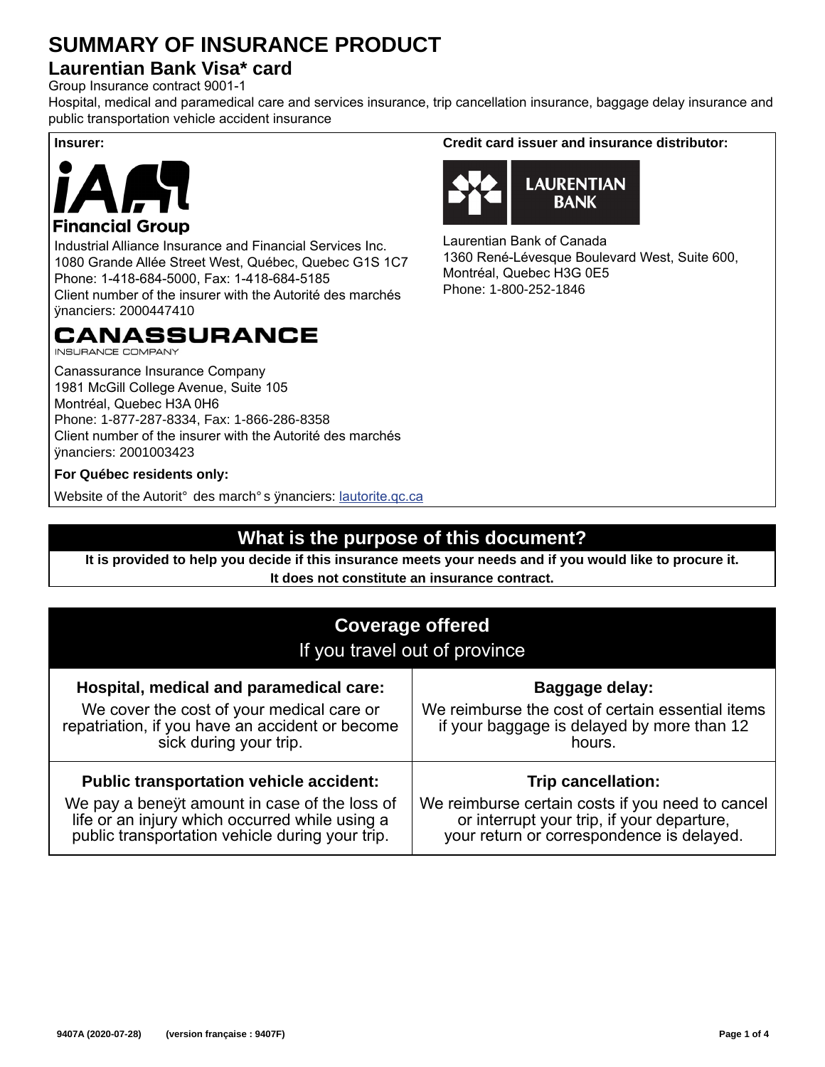# SUMMARY OF INSURANCE PRODUCT

## Laurentian Bank Visa* card

Group Insurance contract 9001-1

Hospital, medical and paramedical care and services insurance, trip cancellation insurance, baggage delay insurance and public transportation vehicle accident insurance

**Insurer:**

iA Financial Group

Industrial Alliance Insurance and Financial Services Inc.
1080 Grande Allée Street West, Québec, Quebec G1S 1C7
Phone: 1-418-684-5000, Fax: 1-418-684-5185
Client number of the insurer with the Autorité des marchés financiers: 2000447410

CANASSURANCE INSURANCE COMPANY

Canassurance Insurance Company
1981 McGill College Avenue, Suite 105
Montréal, Quebec H3A 0H6
Phone: 1-877-287-8334, Fax: 1-866-286-8358
Client number of the insurer with the Autorité des marchés financiers: 2001003423

**For Québec residents only:**

Website of the Autorité des marchés financiers: lautorite.qc.ca

**Credit card issuer and insurance distributor:**

LAURENTIAN BANK

Laurentian Bank of Canada
1360 René-Lévesque Boulevard West, Suite 600, Montréal, Quebec H3G 0E5
Phone: 1-800-252-1846

## What is the purpose of this document?

**It is provided to help you decide if this insurance meets your needs and if you would like to procure it. It does not constitute an insurance contract.**

## Coverage offered

If you travel out of province

| Hospital, medical and paramedical care: | Baggage delay: |
|---|---|
| We cover the cost of your medical care or repatriation, if you have an accident or become sick during your trip. | We reimburse the cost of certain essential items if your baggage is delayed by more than 12 hours. |
| **Public transportation vehicle accident:** | **Trip cancellation:** |
| We pay a benefit amount in case of the loss of life or an injury which occurred while using a public transportation vehicle during your trip. | We reimburse certain costs if you need to cancel or interrupt your trip, if your departure, your return or correspondence is delayed. |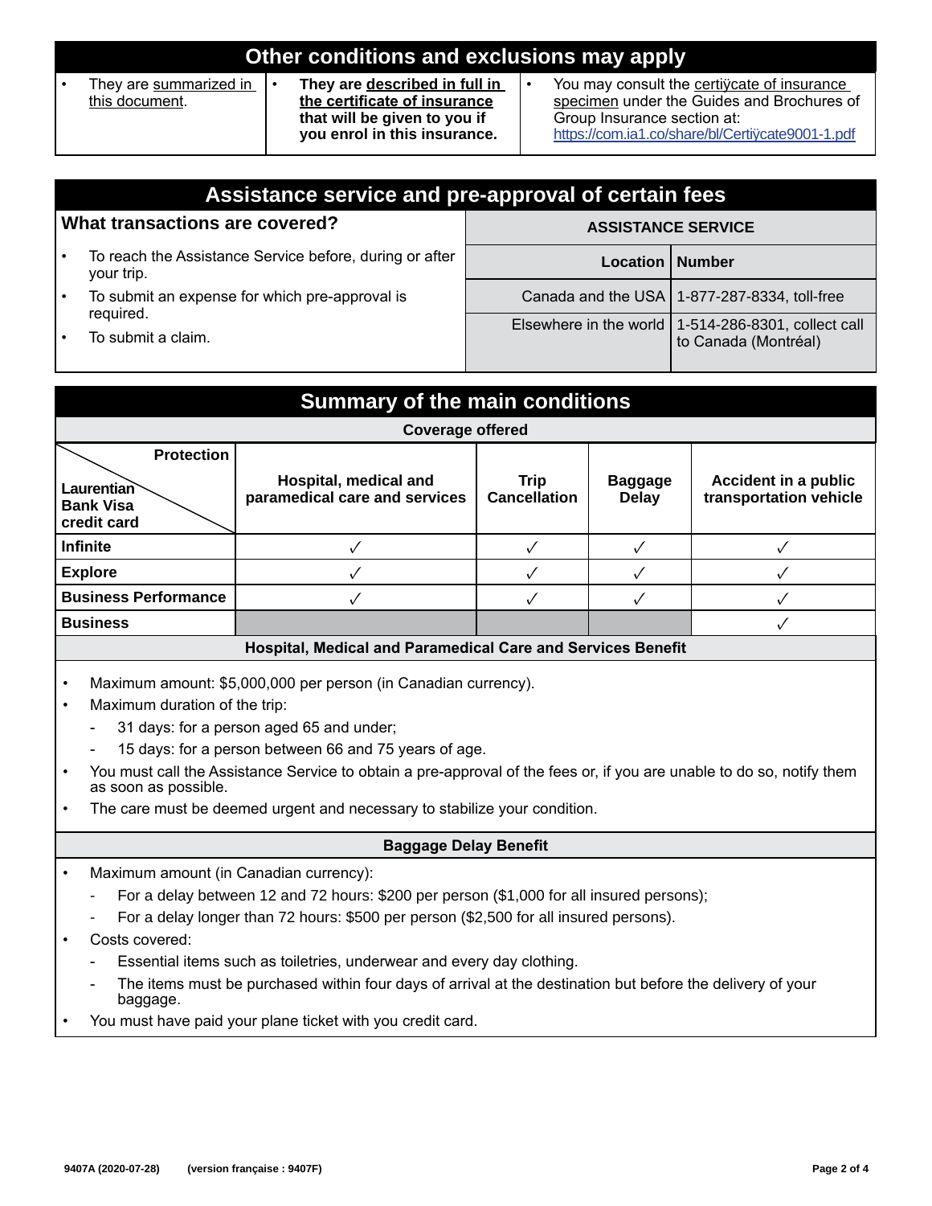## Other conditions and exclusions may apply

- They are summarized in this document.
- **They are described in full in the certificate of insurance that will be given to you if you enrol in this insurance.**
- You may consult the certiÿcate of insurance specimen under the Guides and Brochures of Group Insurance section at: https://com.ia1.co/share/bl/Certiÿcate9001-1.pdf

## Assistance service and pre-approval of certain fees

### What transactions are covered?

- To reach the Assistance Service before, during or after your trip.
- To submit an expense for which pre-approval is required.
- To submit a claim.

| ASSISTANCE SERVICE | |
|---|---|
| **Location** | **Number** |
| Canada and the USA | 1-877-287-8334, toll-free |
| Elsewhere in the world | 1-514-286-8301, collect call to Canada (Montréal) |

## Summary of the main conditions

**Coverage offered**

| Laurentian Bank Visa credit card / Protection | Hospital, medical and paramedical care and services | Trip Cancellation | Baggage Delay | Accident in a public transportation vehicle |
|---|---|---|---|---|
| **Infinite** | ✓ | ✓ | ✓ | ✓ |
| **Explore** | ✓ | ✓ | ✓ | ✓ |
| **Business Performance** | ✓ | ✓ | ✓ | ✓ |
| **Business** | | | | ✓ |

### Hospital, Medical and Paramedical Care and Services Benefit

- Maximum amount: $5,000,000 per person (in Canadian currency).
- Maximum duration of the trip:
  - 31 days: for a person aged 65 and under;
  - 15 days: for a person between 66 and 75 years of age.
- You must call the Assistance Service to obtain a pre-approval of the fees or, if you are unable to do so, notify them as soon as possible.
- The care must be deemed urgent and necessary to stabilize your condition.

### Baggage Delay Benefit

- Maximum amount (in Canadian currency):
  - For a delay between 12 and 72 hours: $200 per person ($1,000 for all insured persons);
  - For a delay longer than 72 hours: $500 per person ($2,500 for all insured persons).
- Costs covered:
  - Essential items such as toiletries, underwear and every day clothing.
  - The items must be purchased within four days of arrival at the destination but before the delivery of your baggage.
- You must have paid your plane ticket with you credit card.

9407A (2020-07-28) (version française : 9407F)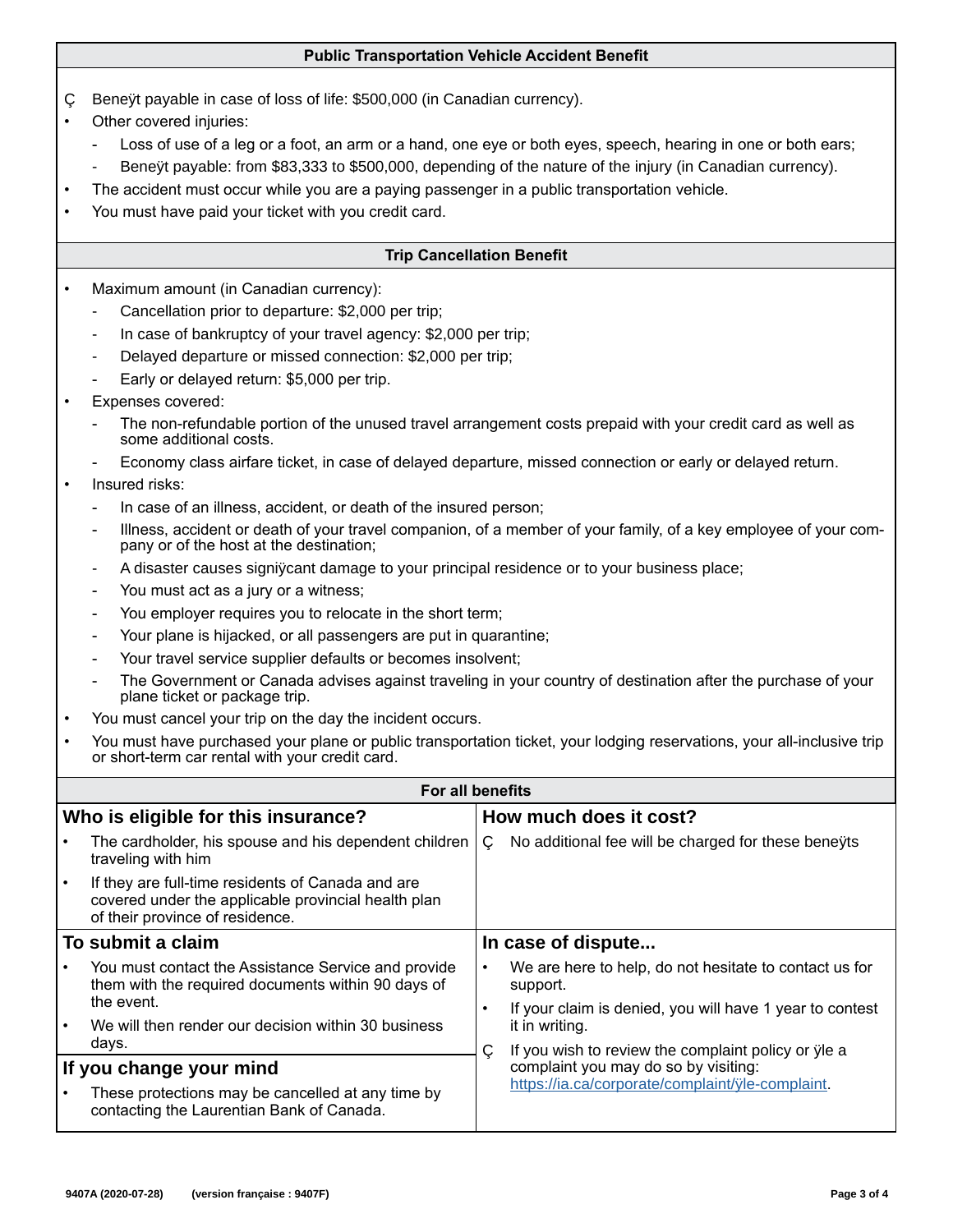## Public Transportation Vehicle Accident Benefit

- Beneÿt payable in case of loss of life: $500,000 (in Canadian currency).
- Other covered injuries:
  - Loss of use of a leg or a foot, an arm or a hand, one eye or both eyes, speech, hearing in one or both ears;
  - Beneÿt payable: from $83,333 to $500,000, depending of the nature of the injury (in Canadian currency).
- The accident must occur while you are a paying passenger in a public transportation vehicle.
- You must have paid your ticket with you credit card.

## Trip Cancellation Benefit

- Maximum amount (in Canadian currency):
  - Cancellation prior to departure: $2,000 per trip;
  - In case of bankruptcy of your travel agency: $2,000 per trip;
  - Delayed departure or missed connection: $2,000 per trip;
  - Early or delayed return: $5,000 per trip.
- Expenses covered:
  - The non-refundable portion of the unused travel arrangement costs prepaid with your credit card as well as some additional costs.
  - Economy class airfare ticket, in case of delayed departure, missed connection or early or delayed return.
- Insured risks:
  - In case of an illness, accident, or death of the insured person;
  - Illness, accident or death of your travel companion, of a member of your family, of a key employee of your company or of the host at the destination;
  - A disaster causes signiÿcant damage to your principal residence or to your business place;
  - You must act as a jury or a witness;
  - You employer requires you to relocate in the short term;
  - Your plane is hijacked, or all passengers are put in quarantine;
  - Your travel service supplier defaults or becomes insolvent;
  - The Government or Canada advises against traveling in your country of destination after the purchase of your plane ticket or package trip.
- You must cancel your trip on the day the incident occurs.
- You must have purchased your plane or public transportation ticket, your lodging reservations, your all-inclusive trip or short-term car rental with your credit card.

## For all benefits

### Who is eligible for this insurance?

- The cardholder, his spouse and his dependent children traveling with him
- If they are full-time residents of Canada and are covered under the applicable provincial health plan of their province of residence.

### How much does it cost?

- No additional fee will be charged for these beneÿts

### To submit a claim

- You must contact the Assistance Service and provide them with the required documents within 90 days of the event.
- We will then render our decision within 30 business days.

### If you change your mind

- These protections may be cancelled at any time by contacting the Laurentian Bank of Canada.

### In case of dispute...

- We are here to help, do not hesitate to contact us for support.
- If your claim is denied, you will have 1 year to contest it in writing.
- If you wish to review the complaint policy or ÿle a complaint you may do so by visiting: https://ia.ca/corporate/complaint/ÿle-complaint.

9407A (2020-07-28) (version française : 9407F)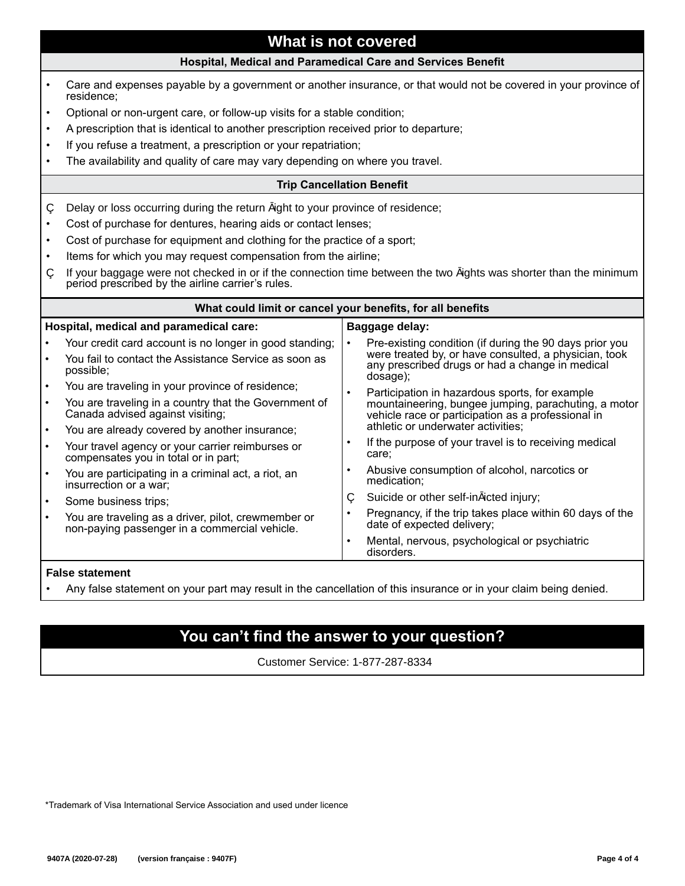## What is not covered

### Hospital, Medical and Paramedical Care and Services Benefit

- Care and expenses payable by a government or another insurance, or that would not be covered in your province of residence;
- Optional or non-urgent care, or follow-up visits for a stable condition;
- A prescription that is identical to another prescription received prior to departure;
- If you refuse a treatment, a prescription or your repatriation;
- The availability and quality of care may vary depending on where you travel.

### Trip Cancellation Benefit

- Delay or loss occurring during the return flight to your province of residence;
- Cost of purchase for dentures, hearing aids or contact lenses;
- Cost of purchase for equipment and clothing for the practice of a sport;
- Items for which you may request compensation from the airline;
- If your baggage were not checked in or if the connection time between the two flights was shorter than the minimum period prescribed by the airline carrier's rules.

### What could limit or cancel your benefits, for all benefits

**Hospital, medical and paramedical care:**

- Your credit card account is no longer in good standing;
- You fail to contact the Assistance Service as soon as possible;
- You are traveling in your province of residence;
- You are traveling in a country that the Government of Canada advised against visiting;
- You are already covered by another insurance;
- Your travel agency or your carrier reimburses or compensates you in total or in part;
- You are participating in a criminal act, a riot, an insurrection or a war;
- Some business trips;
- You are traveling as a driver, pilot, crewmember or non-paying passenger in a commercial vehicle.

**Baggage delay:**

- Pre-existing condition (if during the 90 days prior you were treated by, or have consulted, a physician, took any prescribed drugs or had a change in medical dosage);
- Participation in hazardous sports, for example mountaineering, bungee jumping, parachuting, a motor vehicle race or participation as a professional in athletic or underwater activities;
- If the purpose of your travel is to receiving medical care;
- Abusive consumption of alcohol, narcotics or medication;
- Suicide or other self-inflicted injury;
- Pregnancy, if the trip takes place within 60 days of the date of expected delivery;
- Mental, nervous, psychological or psychiatric disorders.

**False statement**

- Any false statement on your part may result in the cancellation of this insurance or in your claim being denied.

## You can't find the answer to your question?

Customer Service: 1-877-287-8334

*Trademark of Visa International Service Association and used under licence

9407A (2020-07-28) (version française : 9407F)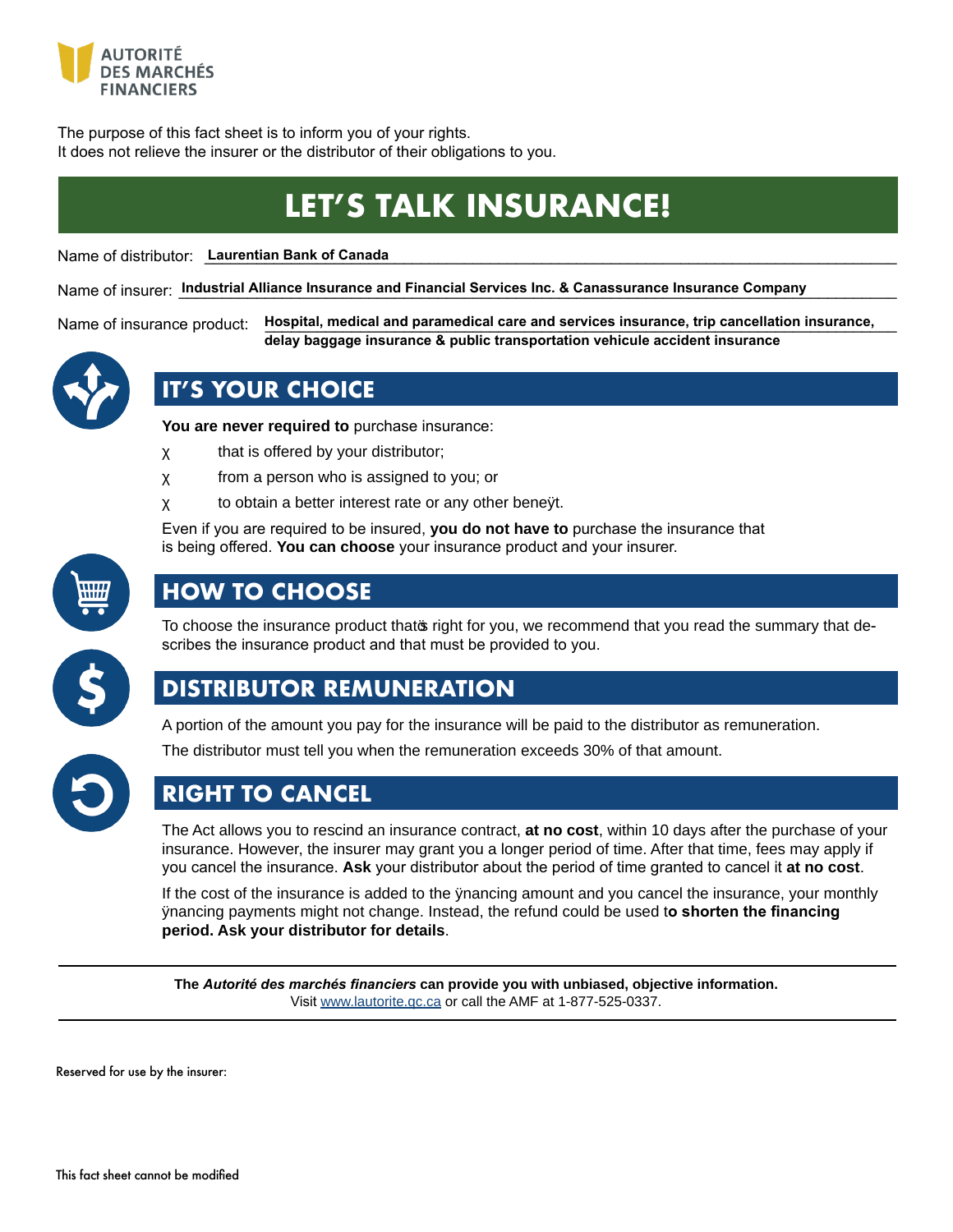AUTORITÉ DES MARCHÉS FINANCIERS

The purpose of this fact sheet is to inform you of your rights.
It does not relieve the insurer or the distributor of their obligations to you.

# LET'S TALK INSURANCE!

Name of distributor: **Laurentian Bank of Canada**

Name of insurer: **Industrial Alliance Insurance and Financial Services Inc. & Canassurance Insurance Company**

Name of insurance product: **Hospital, medical and paramedical care and services insurance, trip cancellation insurance, delay baggage insurance & public transportation vehicule accident insurance**

## IT'S YOUR CHOICE

**You are never required to** purchase insurance:

- that is offered by your distributor;
- from a person who is assigned to you; or
- to obtain a better interest rate or any other beneỳt.

Even if you are required to be insured, **you do not have to** purchase the insurance that is being offered. **You can choose** your insurance product and your insurer.

## HOW TO CHOOSE

To choose the insurance product thatõs right for you, we recommend that you read the summary that describes the insurance product and that must be provided to you.

## DISTRIBUTOR REMUNERATION

A portion of the amount you pay for the insurance will be paid to the distributor as remuneration.

The distributor must tell you when the remuneration exceeds 30% of that amount.

## RIGHT TO CANCEL

The Act allows you to rescind an insurance contract, **at no cost**, within 10 days after the purchase of your insurance. However, the insurer may grant you a longer period of time. After that time, fees may apply if you cancel the insurance. **Ask** your distributor about the period of time granted to cancel it **at no cost**.

If the cost of the insurance is added to the ỳnancing amount and you cancel the insurance, your monthly ỳnancing payments might not change. Instead, the refund could be used t**o shorten the financing period. Ask your distributor for details**.

---

**The *Autorité des marchés financiers* can provide you with unbiased, objective information.**
Visit www.lautorite.qc.ca or call the AMF at 1-877-525-0337.

---

Reserved for use by the insurer:

This fact sheet cannot be modified